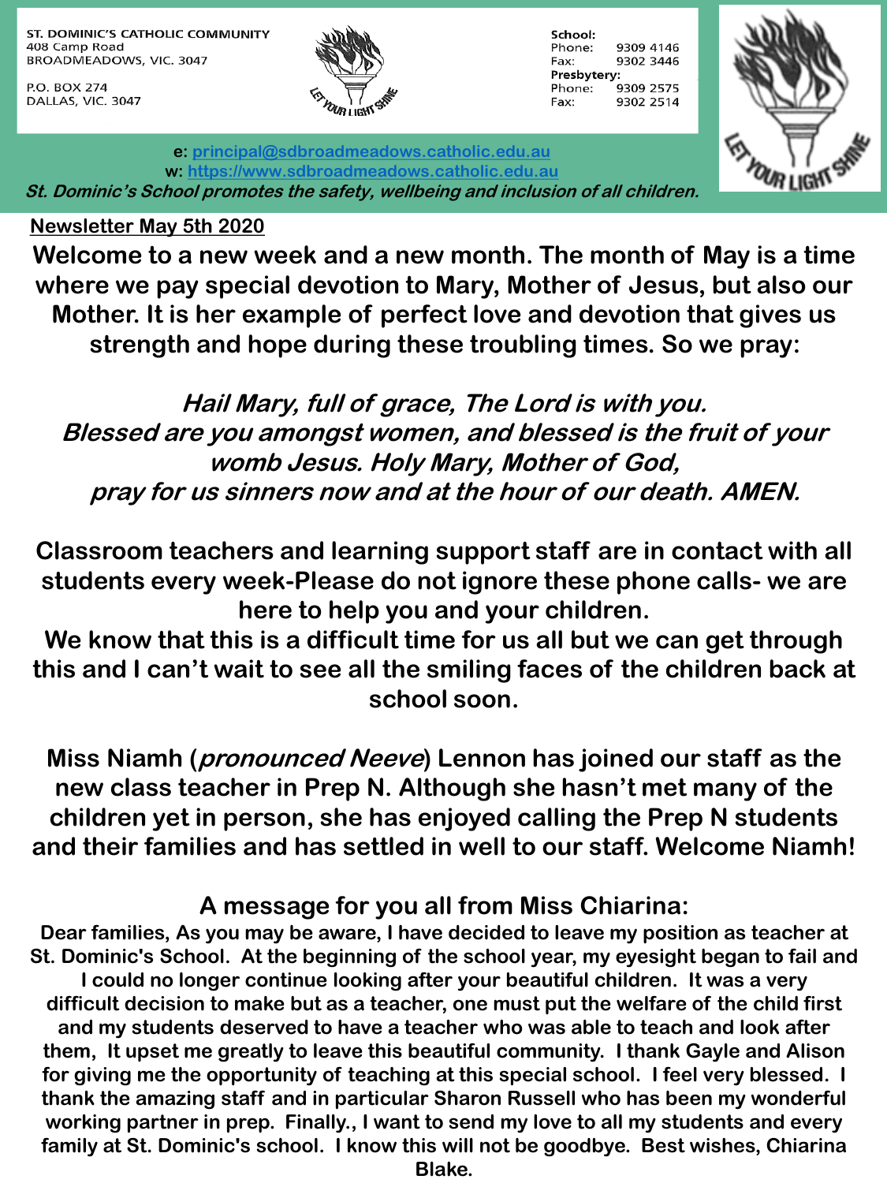ST. DOMINIC'S CATHOLIC COMMUNITY
408 Camp Road
BROADMEADOWS, VIC. 3047

P.O. BOX 274
DALLAS, VIC. 3047

LET YOUR LIGHT SHINE

**School:**
Phone: 9309 4146
Fax: 9302 3446
**Presbytery:**
Phone: 9309 2575
Fax: 9302 2514

**e:** principal@sdbroadmeadows.catholic.edu.au
**w:** https://www.sdbroadmeadows.catholic.edu.au

***St. Dominic's School promotes the safety, wellbeing and inclusion of all children.***

**Newsletter May 5th 2020**

**Welcome to a new week and a new month. The month of May is a time where we pay special devotion to Mary, Mother of Jesus, but also our Mother. It is her example of perfect love and devotion that gives us strength and hope during these troubling times. So we pray:**

***Hail Mary, full of grace, The Lord is with you. Blessed are you amongst women, and blessed is the fruit of your womb Jesus. Holy Mary, Mother of God, pray for us sinners now and at the hour of our death. AMEN.***

**Classroom teachers and learning support staff are in contact with all students every week-Please do not ignore these phone calls- we are here to help you and your children.**
**We know that this is a difficult time for us all but we can get through this and I can't wait to see all the smiling faces of the children back at school soon.**

**Miss Niamh (*pronounced Neeve*) Lennon has joined our staff as the new class teacher in Prep N. Although she hasn't met many of the children yet in person, she has enjoyed calling the Prep N students and their families and has settled in well to our staff. Welcome Niamh!**

## A message for you all from Miss Chiarina:

**Dear families, As you may be aware, I have decided to leave my position as teacher at St. Dominic's School. At the beginning of the school year, my eyesight began to fail and I could no longer continue looking after your beautiful children. It was a very difficult decision to make but as a teacher, one must put the welfare of the child first and my students deserved to have a teacher who was able to teach and look after them, It upset me greatly to leave this beautiful community. I thank Gayle and Alison for giving me the opportunity of teaching at this special school. I feel very blessed. I thank the amazing staff and in particular Sharon Russell who has been my wonderful working partner in prep. Finally., I want to send my love to all my students and every family at St. Dominic's school. I know this will not be goodbye. Best wishes, Chiarina Blake.**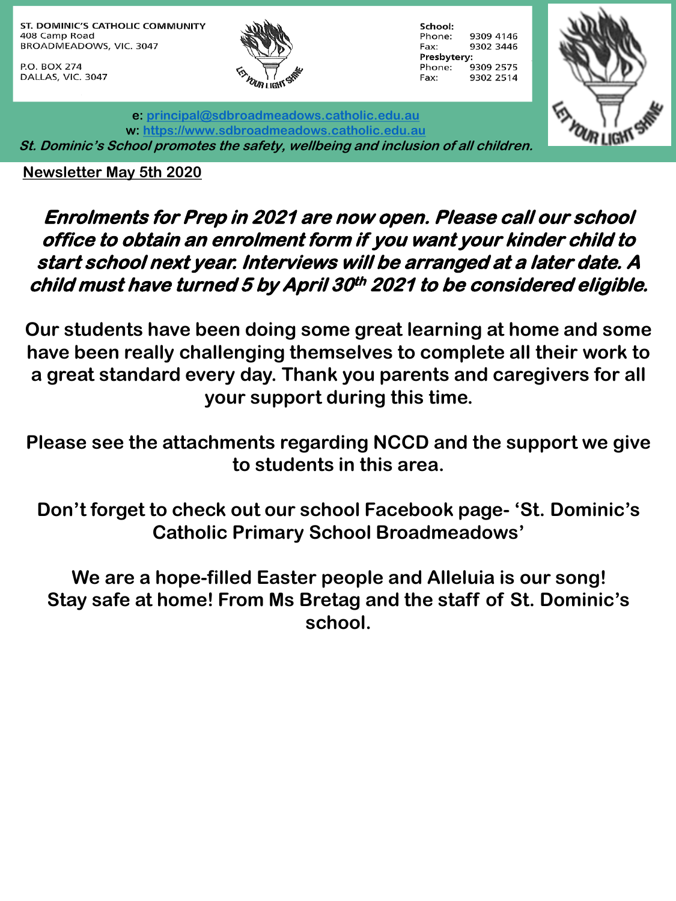ST. DOMINIC'S CATHOLIC COMMUNITY
408 Camp Road
BROADMEADOWS, VIC. 3047

P.O. BOX 274
DALLAS, VIC. 3047

**School:**
Phone: 9309 4146
Fax: 9302 3446
**Presbytery:**
Phone: 9309 2575
Fax: 9302 2514

**e:** principal@sdbroadmeadows.catholic.edu.au
**w:** https://www.sdbroadmeadows.catholic.edu.au

***St. Dominic's School promotes the safety, wellbeing and inclusion of all children.***

**Newsletter May 5th 2020**

***Enrolments for Prep in 2021 are now open. Please call our school office to obtain an enrolment form if you want your kinder child to start school next year. Interviews will be arranged at a later date. A child must have turned 5 by April 30th 2021 to be considered eligible.***

**Our students have been doing some great learning at home and some have been really challenging themselves to complete all their work to a great standard every day. Thank you parents and caregivers for all your support during this time.**

**Please see the attachments regarding NCCD and the support we give to students in this area.**

**Don't forget to check out our school Facebook page- 'St. Dominic's Catholic Primary School Broadmeadows'**

**We are a hope-filled Easter people and Alleluia is our song! Stay safe at home! From Ms Bretag and the staff of St. Dominic's school.**